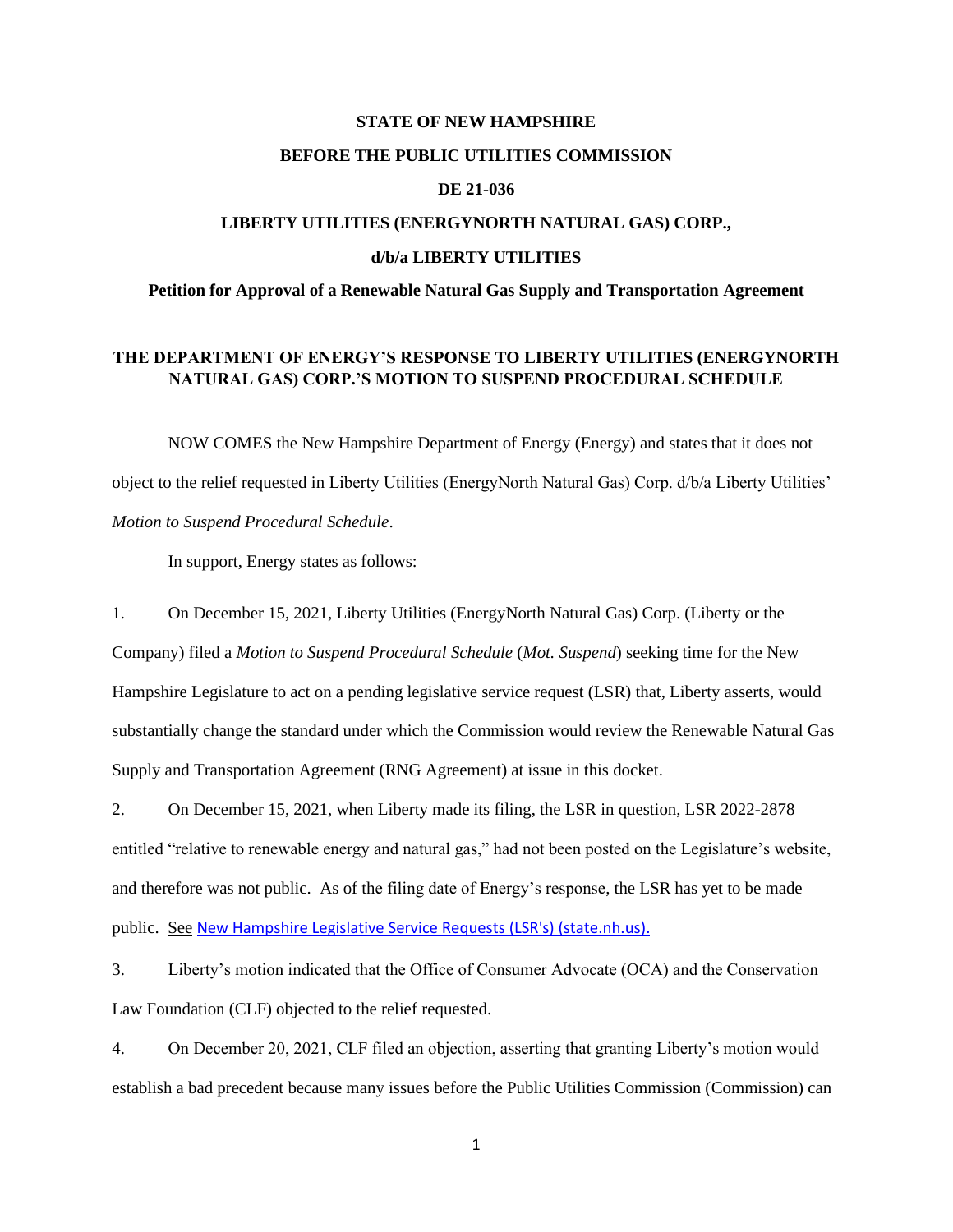**STATE OF NEW HAMPSHIRE**

**BEFORE THE PUBLIC UTILITIES COMMISSION**

**DE 21-036**

**LIBERTY UTILITIES (ENERGYNORTH NATURAL GAS) CORP.,**

**d/b/a LIBERTY UTILITIES**

**Petition for Approval of a Renewable Natural Gas Supply and Transportation Agreement**

## THE DEPARTMENT OF ENERGY'S RESPONSE TO LIBERTY UTILITIES (ENERGYNORTH NATURAL GAS) CORP.'S MOTION TO SUSPEND PROCEDURAL SCHEDULE

NOW COMES the New Hampshire Department of Energy (Energy) and states that it does not object to the relief requested in Liberty Utilities (EnergyNorth Natural Gas) Corp. d/b/a Liberty Utilities' *Motion to Suspend Procedural Schedule*.

In support, Energy states as follows:

1. On December 15, 2021, Liberty Utilities (EnergyNorth Natural Gas) Corp. (Liberty or the Company) filed a *Motion to Suspend Procedural Schedule* (*Mot. Suspend*) seeking time for the New Hampshire Legislature to act on a pending legislative service request (LSR) that, Liberty asserts, would substantially change the standard under which the Commission would review the Renewable Natural Gas Supply and Transportation Agreement (RNG Agreement) at issue in this docket.

2. On December 15, 2021, when Liberty made its filing, the LSR in question, LSR 2022-2878 entitled "relative to renewable energy and natural gas," had not been posted on the Legislature's website, and therefore was not public. As of the filing date of Energy's response, the LSR has yet to be made public. See New Hampshire Legislative Service Requests (LSR's) (state.nh.us).

3. Liberty's motion indicated that the Office of Consumer Advocate (OCA) and the Conservation Law Foundation (CLF) objected to the relief requested.

4. On December 20, 2021, CLF filed an objection, asserting that granting Liberty's motion would establish a bad precedent because many issues before the Public Utilities Commission (Commission) can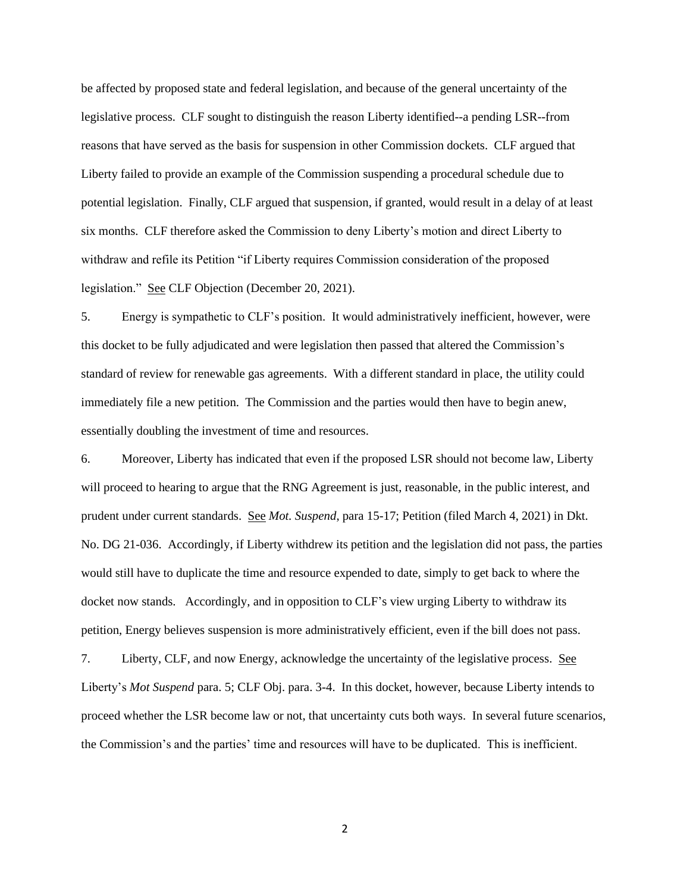be affected by proposed state and federal legislation, and because of the general uncertainty of the legislative process. CLF sought to distinguish the reason Liberty identified--a pending LSR--from reasons that have served as the basis for suspension in other Commission dockets. CLF argued that Liberty failed to provide an example of the Commission suspending a procedural schedule due to potential legislation. Finally, CLF argued that suspension, if granted, would result in a delay of at least six months. CLF therefore asked the Commission to deny Liberty's motion and direct Liberty to withdraw and refile its Petition "if Liberty requires Commission consideration of the proposed legislation." See CLF Objection (December 20, 2021).

5. Energy is sympathetic to CLF's position. It would administratively inefficient, however, were this docket to be fully adjudicated and were legislation then passed that altered the Commission's standard of review for renewable gas agreements. With a different standard in place, the utility could immediately file a new petition. The Commission and the parties would then have to begin anew, essentially doubling the investment of time and resources.

6. Moreover, Liberty has indicated that even if the proposed LSR should not become law, Liberty will proceed to hearing to argue that the RNG Agreement is just, reasonable, in the public interest, and prudent under current standards. See *Mot. Suspend*, para 15-17; Petition (filed March 4, 2021) in Dkt. No. DG 21-036. Accordingly, if Liberty withdrew its petition and the legislation did not pass, the parties would still have to duplicate the time and resource expended to date, simply to get back to where the docket now stands. Accordingly, and in opposition to CLF's view urging Liberty to withdraw its petition, Energy believes suspension is more administratively efficient, even if the bill does not pass.

7. Liberty, CLF, and now Energy, acknowledge the uncertainty of the legislative process. See Liberty's *Mot Suspend* para. 5; CLF Obj. para. 3-4. In this docket, however, because Liberty intends to proceed whether the LSR become law or not, that uncertainty cuts both ways. In several future scenarios, the Commission's and the parties' time and resources will have to be duplicated. This is inefficient.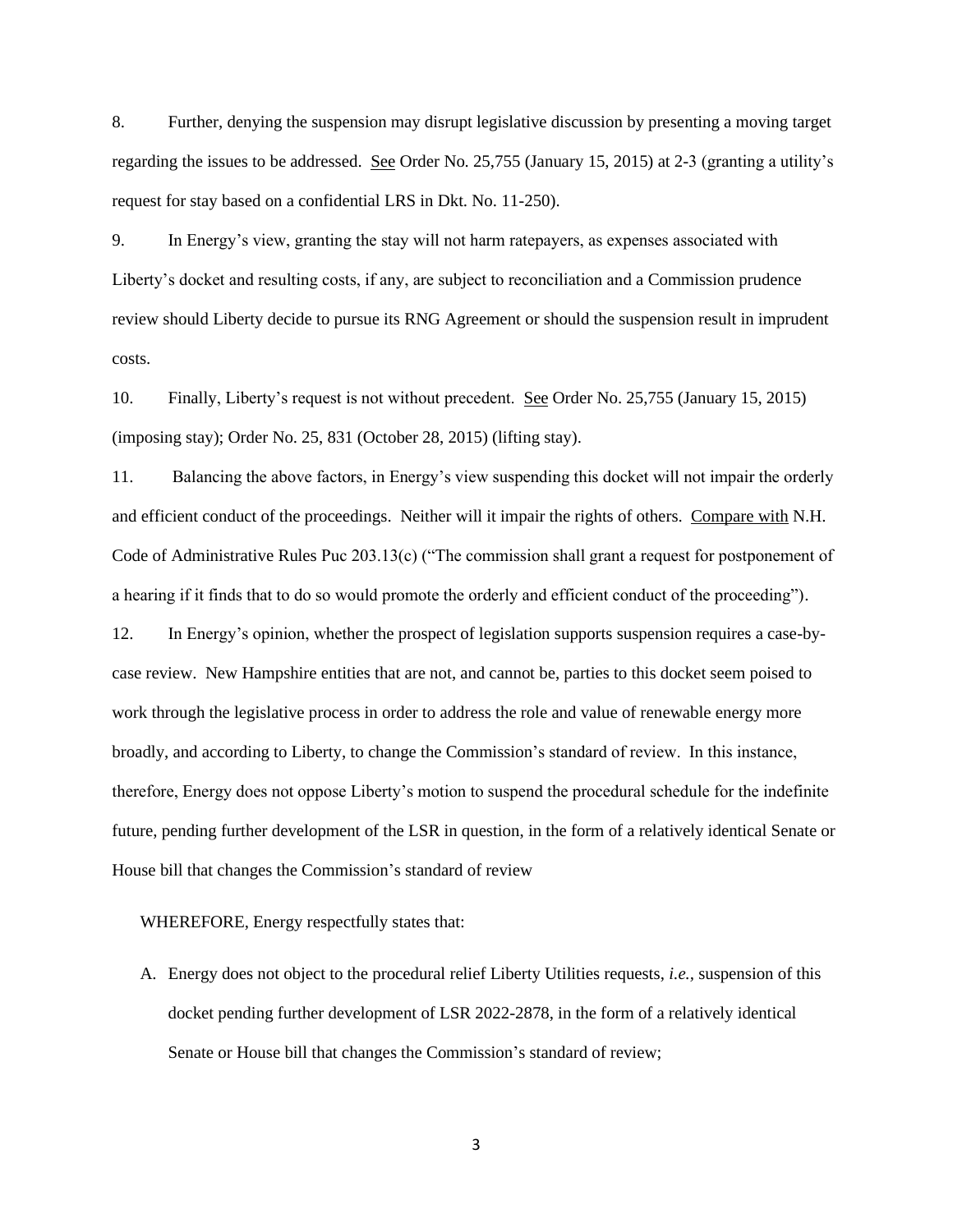8. Further, denying the suspension may disrupt legislative discussion by presenting a moving target regarding the issues to be addressed. See Order No. 25,755 (January 15, 2015) at 2-3 (granting a utility's request for stay based on a confidential LRS in Dkt. No. 11-250).

9. In Energy's view, granting the stay will not harm ratepayers, as expenses associated with Liberty's docket and resulting costs, if any, are subject to reconciliation and a Commission prudence review should Liberty decide to pursue its RNG Agreement or should the suspension result in imprudent costs.

10. Finally, Liberty's request is not without precedent. See Order No. 25,755 (January 15, 2015) (imposing stay); Order No. 25, 831 (October 28, 2015) (lifting stay).

11. Balancing the above factors, in Energy's view suspending this docket will not impair the orderly and efficient conduct of the proceedings. Neither will it impair the rights of others. Compare with N.H. Code of Administrative Rules Puc 203.13(c) ("The commission shall grant a request for postponement of a hearing if it finds that to do so would promote the orderly and efficient conduct of the proceeding").

12. In Energy's opinion, whether the prospect of legislation supports suspension requires a case-by-case review. New Hampshire entities that are not, and cannot be, parties to this docket seem poised to work through the legislative process in order to address the role and value of renewable energy more broadly, and according to Liberty, to change the Commission's standard of review. In this instance, therefore, Energy does not oppose Liberty's motion to suspend the procedural schedule for the indefinite future, pending further development of the LSR in question, in the form of a relatively identical Senate or House bill that changes the Commission's standard of review

WHEREFORE, Energy respectfully states that:

A. Energy does not object to the procedural relief Liberty Utilities requests, *i.e.*, suspension of this docket pending further development of LSR 2022-2878, in the form of a relatively identical Senate or House bill that changes the Commission's standard of review;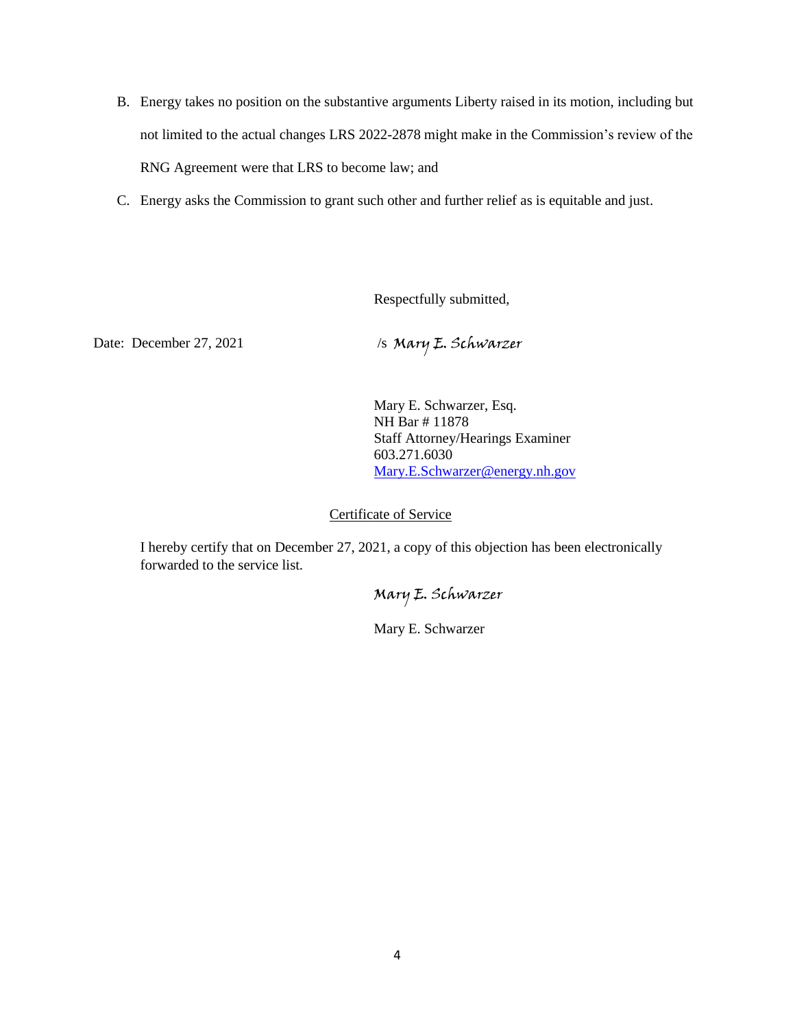B. Energy takes no position on the substantive arguments Liberty raised in its motion, including but not limited to the actual changes LRS 2022-2878 might make in the Commission's review of the RNG Agreement were that LRS to become law; and

C. Energy asks the Commission to grant such other and further relief as is equitable and just.

Respectfully submitted,

Date: December 27, 2021

/s *Mary E. Schwarzer*

Mary E. Schwarzer, Esq.
NH Bar # 11878
Staff Attorney/Hearings Examiner
603.271.6030
Mary.E.Schwarzer@energy.nh.gov

Certificate of Service

I hereby certify that on December 27, 2021, a copy of this objection has been electronically forwarded to the service list.

*Mary E. Schwarzer*

Mary E. Schwarzer